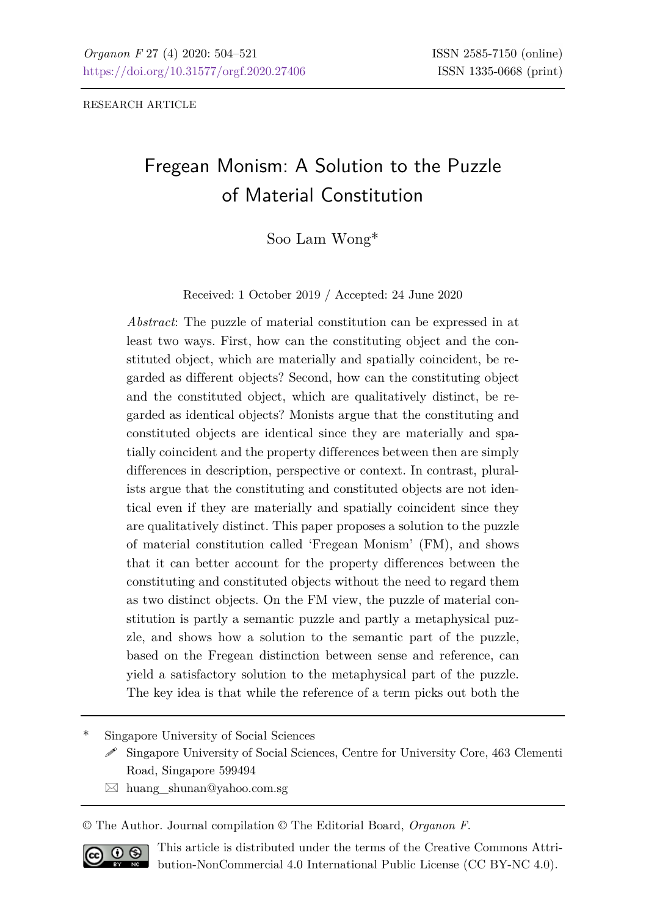RESEARCH ARTICLE

# Fregean Monism: A Solution to the Puzzle of Material Constitution

Soo Lam Wong*

Received: 1 October 2019 / Accepted: 24 June 2020

*Abstract*: The puzzle of material constitution can be expressed in at least two ways. First, how can the constituting object and the constituted object, which are materially and spatially coincident, be regarded as different objects? Second, how can the constituting object and the constituted object, which are qualitatively distinct, be regarded as identical objects? Monists argue that the constituting and constituted objects are identical since they are materially and spatially coincident and the property differences between then are simply differences in description, perspective or context. In contrast, pluralists argue that the constituting and constituted objects are not identical even if they are materially and spatially coincident since they are qualitatively distinct. This paper proposes a solution to the puzzle of material constitution called 'Fregean Monism' (FM), and shows that it can better account for the property differences between the constituting and constituted objects without the need to regard them as two distinct objects. On the FM view, the puzzle of material constitution is partly a semantic puzzle and partly a metaphysical puzzle, and shows how a solution to the semantic part of the puzzle, based on the Fregean distinction between sense and reference, can yield a satisfactory solution to the metaphysical part of the puzzle. The key idea is that while the reference of a term picks out both the

---

\* Singapore University of Social Sciences

Singapore University of Social Sciences, Centre for University Core, 463 Clementi Road, Singapore 599494

huang_shunan@yahoo.com.sg

© The Author. Journal compilation © The Editorial Board, *Organon F*.

This article is distributed under the terms of the Creative Commons Attribution-NonCommercial 4.0 International Public License (CC BY-NC 4.0).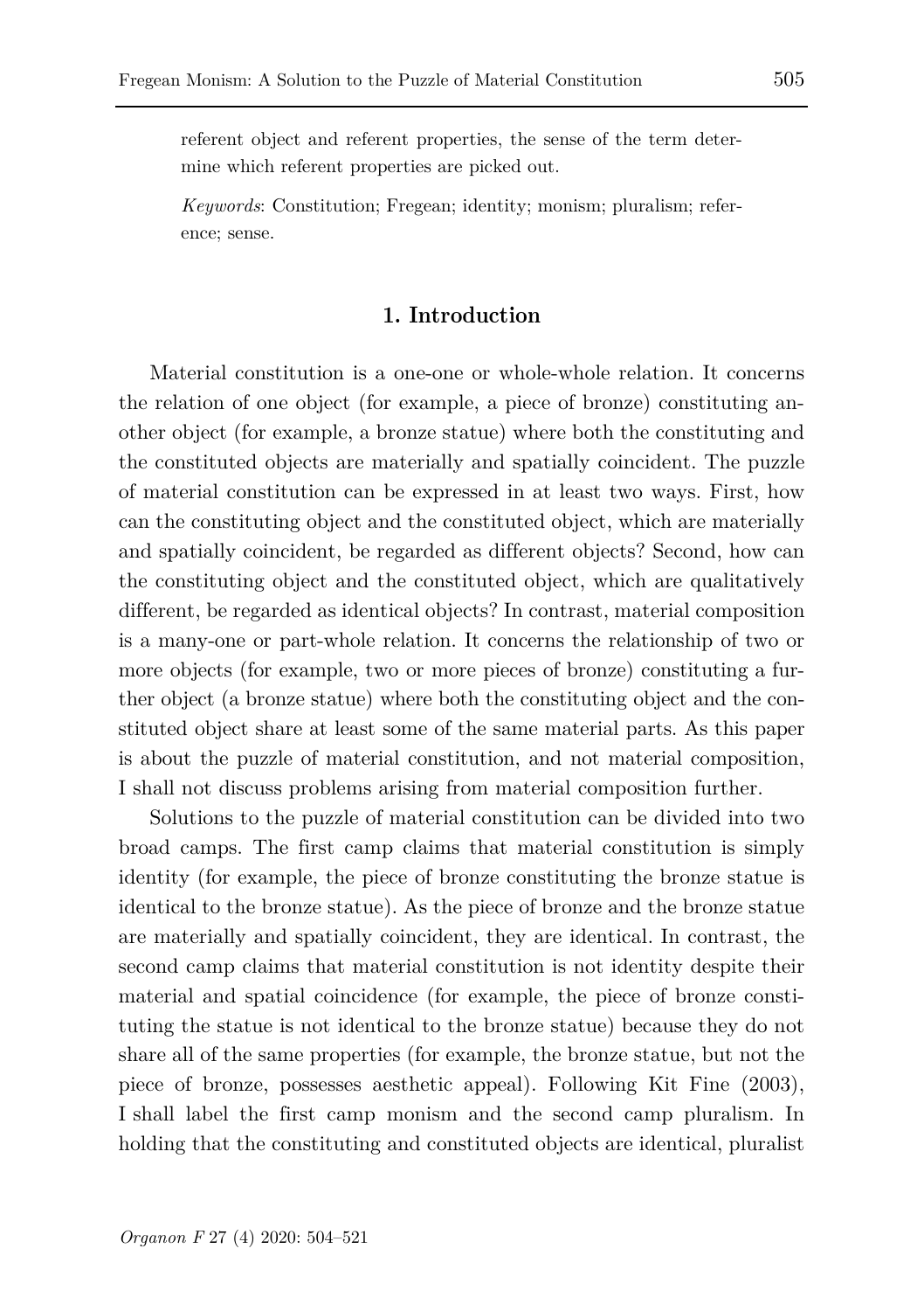referent object and referent properties, the sense of the term determine which referent properties are picked out.

*Keywords*: Constitution; Fregean; identity; monism; pluralism; reference; sense.

## 1. Introduction

Material constitution is a one-one or whole-whole relation. It concerns the relation of one object (for example, a piece of bronze) constituting another object (for example, a bronze statue) where both the constituting and the constituted objects are materially and spatially coincident. The puzzle of material constitution can be expressed in at least two ways. First, how can the constituting object and the constituted object, which are materially and spatially coincident, be regarded as different objects? Second, how can the constituting object and the constituted object, which are qualitatively different, be regarded as identical objects? In contrast, material composition is a many-one or part-whole relation. It concerns the relationship of two or more objects (for example, two or more pieces of bronze) constituting a further object (a bronze statue) where both the constituting object and the constituted object share at least some of the same material parts. As this paper is about the puzzle of material constitution, and not material composition, I shall not discuss problems arising from material composition further.

Solutions to the puzzle of material constitution can be divided into two broad camps. The first camp claims that material constitution is simply identity (for example, the piece of bronze constituting the bronze statue is identical to the bronze statue). As the piece of bronze and the bronze statue are materially and spatially coincident, they are identical. In contrast, the second camp claims that material constitution is not identity despite their material and spatial coincidence (for example, the piece of bronze constituting the statue is not identical to the bronze statue) because they do not share all of the same properties (for example, the bronze statue, but not the piece of bronze, possesses aesthetic appeal). Following Kit Fine (2003), I shall label the first camp monism and the second camp pluralism. In holding that the constituting and constituted objects are identical, pluralist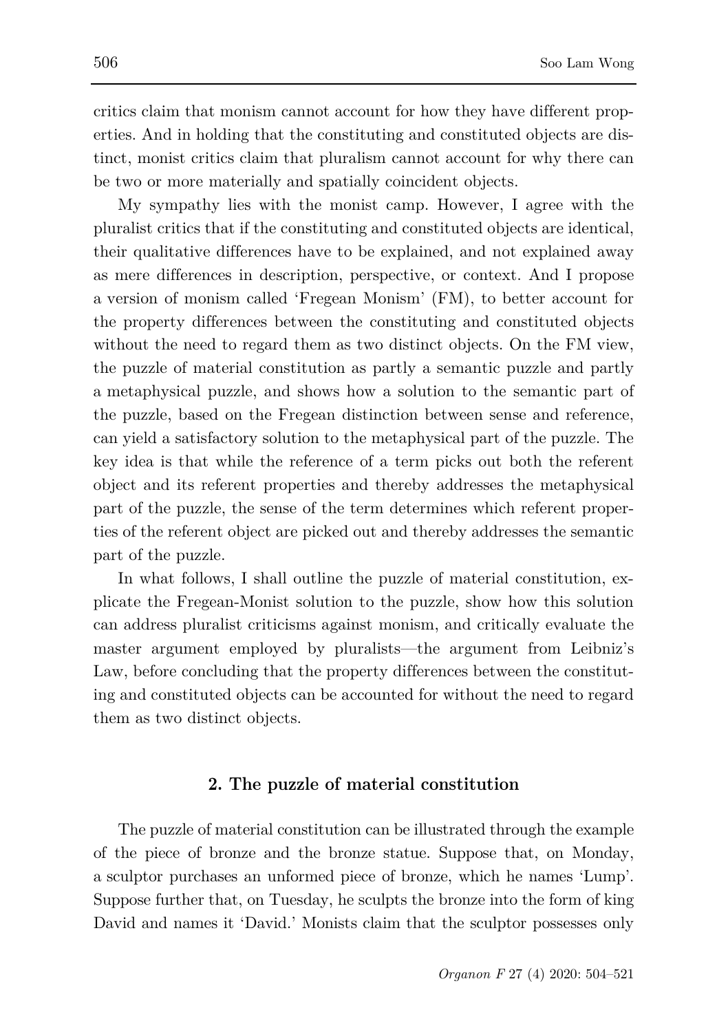critics claim that monism cannot account for how they have different properties. And in holding that the constituting and constituted objects are distinct, monist critics claim that pluralism cannot account for why there can be two or more materially and spatially coincident objects.

My sympathy lies with the monist camp. However, I agree with the pluralist critics that if the constituting and constituted objects are identical, their qualitative differences have to be explained, and not explained away as mere differences in description, perspective, or context. And I propose a version of monism called 'Fregean Monism' (FM), to better account for the property differences between the constituting and constituted objects without the need to regard them as two distinct objects. On the FM view, the puzzle of material constitution as partly a semantic puzzle and partly a metaphysical puzzle, and shows how a solution to the semantic part of the puzzle, based on the Fregean distinction between sense and reference, can yield a satisfactory solution to the metaphysical part of the puzzle. The key idea is that while the reference of a term picks out both the referent object and its referent properties and thereby addresses the metaphysical part of the puzzle, the sense of the term determines which referent properties of the referent object are picked out and thereby addresses the semantic part of the puzzle.

In what follows, I shall outline the puzzle of material constitution, explicate the Fregean-Monist solution to the puzzle, show how this solution can address pluralist criticisms against monism, and critically evaluate the master argument employed by pluralists—the argument from Leibniz's Law, before concluding that the property differences between the constituting and constituted objects can be accounted for without the need to regard them as two distinct objects.

## 2. The puzzle of material constitution

The puzzle of material constitution can be illustrated through the example of the piece of bronze and the bronze statue. Suppose that, on Monday, a sculptor purchases an unformed piece of bronze, which he names 'Lump'. Suppose further that, on Tuesday, he sculpts the bronze into the form of king David and names it 'David.' Monists claim that the sculptor possesses only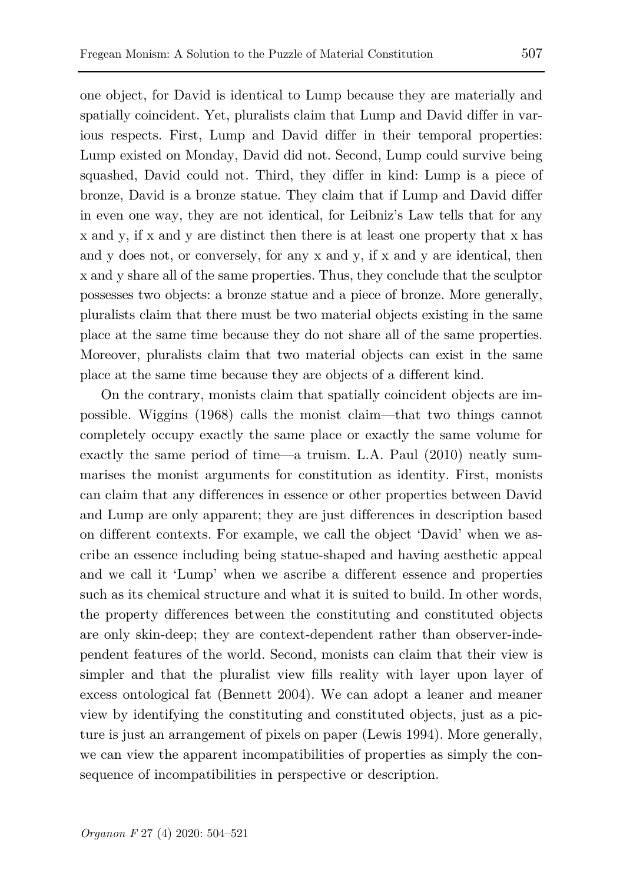one object, for David is identical to Lump because they are materially and spatially coincident. Yet, pluralists claim that Lump and David differ in various respects. First, Lump and David differ in their temporal properties: Lump existed on Monday, David did not. Second, Lump could survive being squashed, David could not. Third, they differ in kind: Lump is a piece of bronze, David is a bronze statue. They claim that if Lump and David differ in even one way, they are not identical, for Leibniz's Law tells that for any x and y, if x and y are distinct then there is at least one property that x has and y does not, or conversely, for any x and y, if x and y are identical, then x and y share all of the same properties. Thus, they conclude that the sculptor possesses two objects: a bronze statue and a piece of bronze. More generally, pluralists claim that there must be two material objects existing in the same place at the same time because they do not share all of the same properties. Moreover, pluralists claim that two material objects can exist in the same place at the same time because they are objects of a different kind.

On the contrary, monists claim that spatially coincident objects are impossible. Wiggins (1968) calls the monist claim—that two things cannot completely occupy exactly the same place or exactly the same volume for exactly the same period of time—a truism. L.A. Paul (2010) neatly summarises the monist arguments for constitution as identity. First, monists can claim that any differences in essence or other properties between David and Lump are only apparent; they are just differences in description based on different contexts. For example, we call the object 'David' when we ascribe an essence including being statue-shaped and having aesthetic appeal and we call it 'Lump' when we ascribe a different essence and properties such as its chemical structure and what it is suited to build. In other words, the property differences between the constituting and constituted objects are only skin-deep; they are context-dependent rather than observer-independent features of the world. Second, monists can claim that their view is simpler and that the pluralist view fills reality with layer upon layer of excess ontological fat (Bennett 2004). We can adopt a leaner and meaner view by identifying the constituting and constituted objects, just as a picture is just an arrangement of pixels on paper (Lewis 1994). More generally, we can view the apparent incompatibilities of properties as simply the consequence of incompatibilities in perspective or description.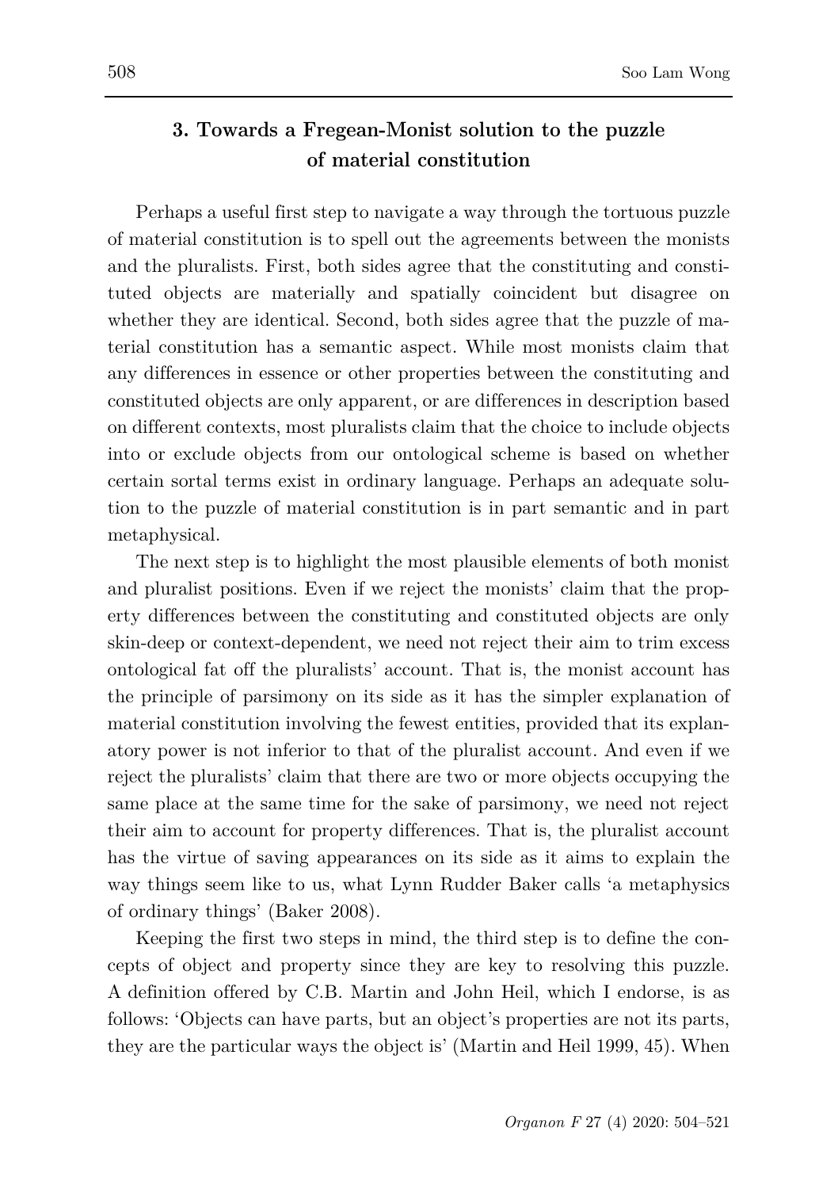## 3. Towards a Fregean-Monist solution to the puzzle of material constitution

Perhaps a useful first step to navigate a way through the tortuous puzzle of material constitution is to spell out the agreements between the monists and the pluralists. First, both sides agree that the constituting and constituted objects are materially and spatially coincident but disagree on whether they are identical. Second, both sides agree that the puzzle of material constitution has a semantic aspect. While most monists claim that any differences in essence or other properties between the constituting and constituted objects are only apparent, or are differences in description based on different contexts, most pluralists claim that the choice to include objects into or exclude objects from our ontological scheme is based on whether certain sortal terms exist in ordinary language. Perhaps an adequate solution to the puzzle of material constitution is in part semantic and in part metaphysical.

The next step is to highlight the most plausible elements of both monist and pluralist positions. Even if we reject the monists' claim that the property differences between the constituting and constituted objects are only skin-deep or context-dependent, we need not reject their aim to trim excess ontological fat off the pluralists' account. That is, the monist account has the principle of parsimony on its side as it has the simpler explanation of material constitution involving the fewest entities, provided that its explanatory power is not inferior to that of the pluralist account. And even if we reject the pluralists' claim that there are two or more objects occupying the same place at the same time for the sake of parsimony, we need not reject their aim to account for property differences. That is, the pluralist account has the virtue of saving appearances on its side as it aims to explain the way things seem like to us, what Lynn Rudder Baker calls 'a metaphysics of ordinary things' (Baker 2008).

Keeping the first two steps in mind, the third step is to define the concepts of object and property since they are key to resolving this puzzle. A definition offered by C.B. Martin and John Heil, which I endorse, is as follows: 'Objects can have parts, but an object's properties are not its parts, they are the particular ways the object is' (Martin and Heil 1999, 45). When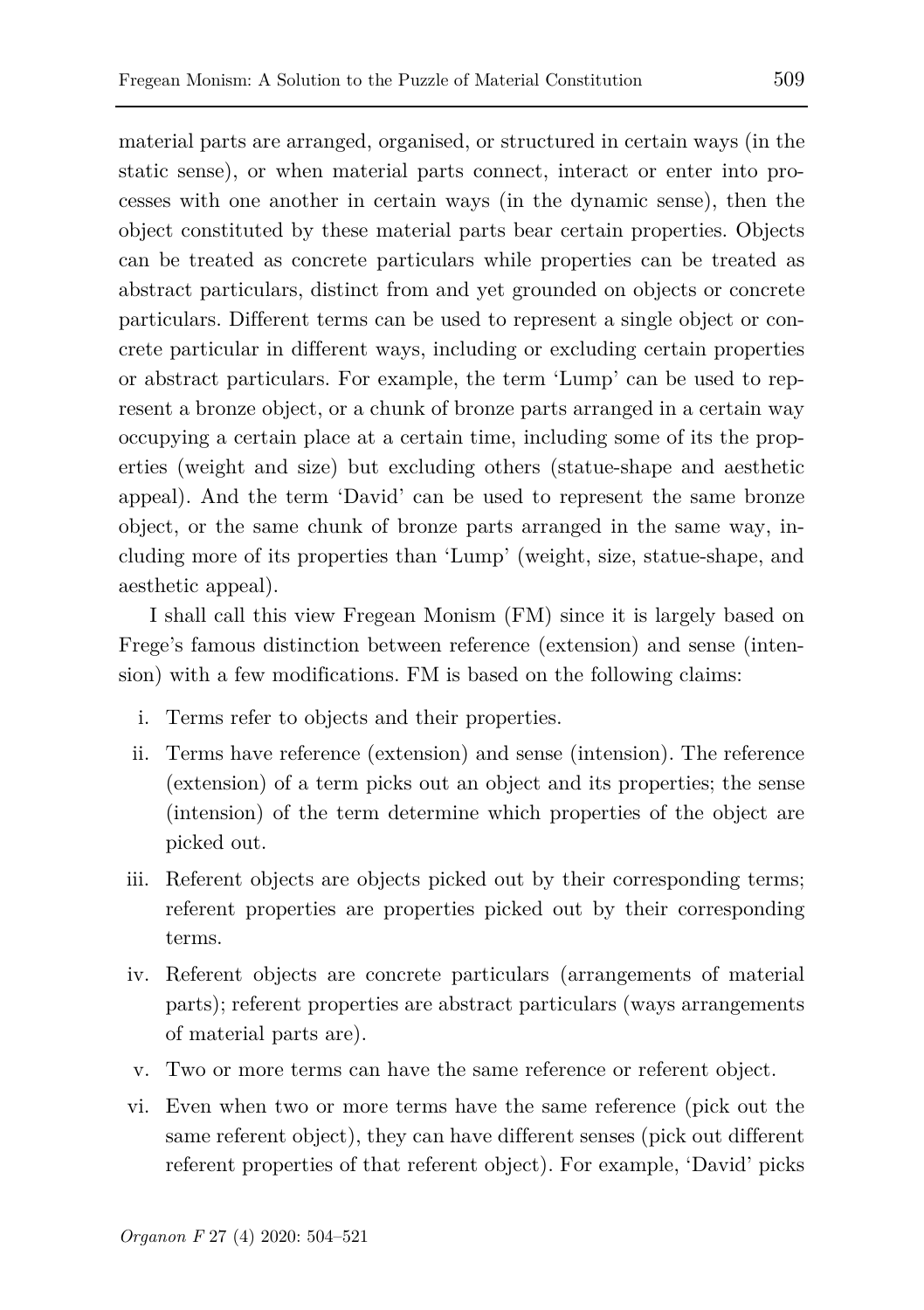material parts are arranged, organised, or structured in certain ways (in the static sense), or when material parts connect, interact or enter into processes with one another in certain ways (in the dynamic sense), then the object constituted by these material parts bear certain properties. Objects can be treated as concrete particulars while properties can be treated as abstract particulars, distinct from and yet grounded on objects or concrete particulars. Different terms can be used to represent a single object or concrete particular in different ways, including or excluding certain properties or abstract particulars. For example, the term 'Lump' can be used to represent a bronze object, or a chunk of bronze parts arranged in a certain way occupying a certain place at a certain time, including some of its the properties (weight and size) but excluding others (statue-shape and aesthetic appeal). And the term 'David' can be used to represent the same bronze object, or the same chunk of bronze parts arranged in the same way, including more of its properties than 'Lump' (weight, size, statue-shape, and aesthetic appeal).

I shall call this view Fregean Monism (FM) since it is largely based on Frege's famous distinction between reference (extension) and sense (intension) with a few modifications. FM is based on the following claims:

i. Terms refer to objects and their properties.
ii. Terms have reference (extension) and sense (intension). The reference (extension) of a term picks out an object and its properties; the sense (intension) of the term determine which properties of the object are picked out.
iii. Referent objects are objects picked out by their corresponding terms; referent properties are properties picked out by their corresponding terms.
iv. Referent objects are concrete particulars (arrangements of material parts); referent properties are abstract particulars (ways arrangements of material parts are).
v. Two or more terms can have the same reference or referent object.
vi. Even when two or more terms have the same reference (pick out the same referent object), they can have different senses (pick out different referent properties of that referent object). For example, 'David' picks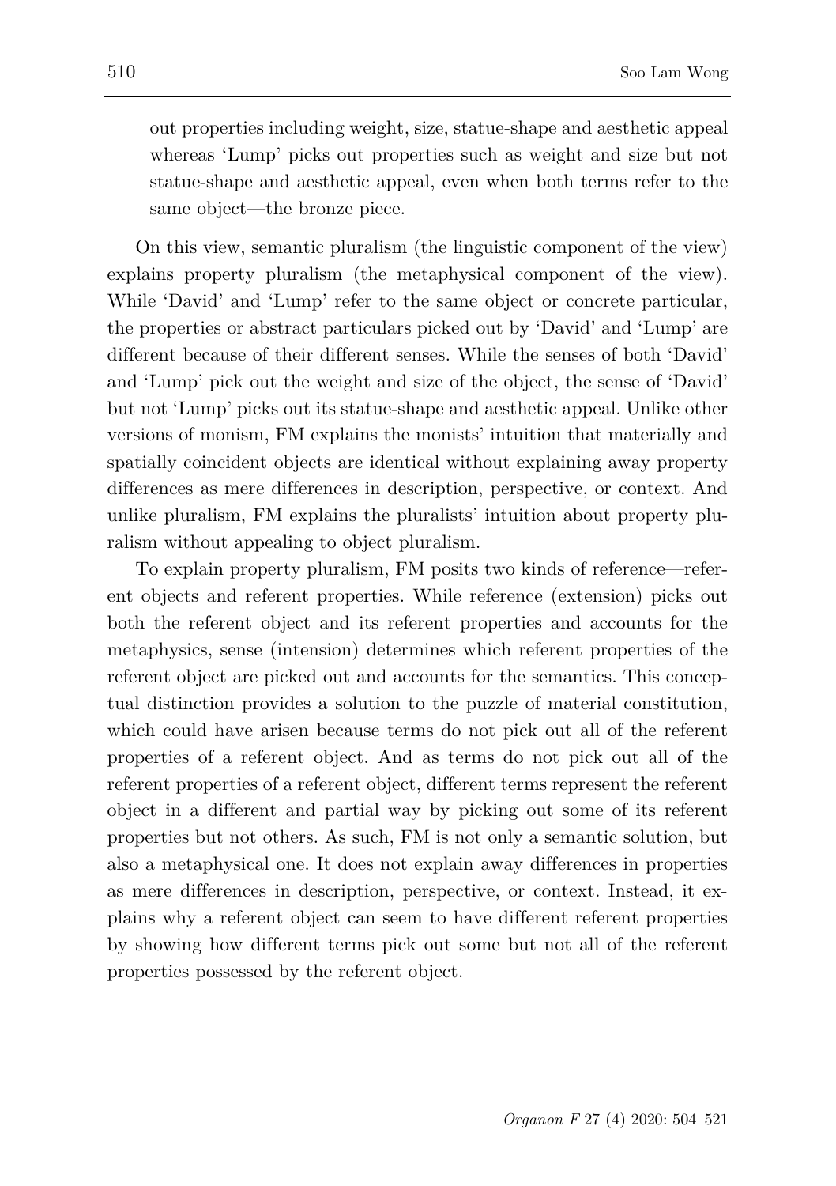out properties including weight, size, statue-shape and aesthetic appeal whereas 'Lump' picks out properties such as weight and size but not statue-shape and aesthetic appeal, even when both terms refer to the same object—the bronze piece.

On this view, semantic pluralism (the linguistic component of the view) explains property pluralism (the metaphysical component of the view). While 'David' and 'Lump' refer to the same object or concrete particular, the properties or abstract particulars picked out by 'David' and 'Lump' are different because of their different senses. While the senses of both 'David' and 'Lump' pick out the weight and size of the object, the sense of 'David' but not 'Lump' picks out its statue-shape and aesthetic appeal. Unlike other versions of monism, FM explains the monists' intuition that materially and spatially coincident objects are identical without explaining away property differences as mere differences in description, perspective, or context. And unlike pluralism, FM explains the pluralists' intuition about property pluralism without appealing to object pluralism.

To explain property pluralism, FM posits two kinds of reference—referent objects and referent properties. While reference (extension) picks out both the referent object and its referent properties and accounts for the metaphysics, sense (intension) determines which referent properties of the referent object are picked out and accounts for the semantics. This conceptual distinction provides a solution to the puzzle of material constitution, which could have arisen because terms do not pick out all of the referent properties of a referent object. And as terms do not pick out all of the referent properties of a referent object, different terms represent the referent object in a different and partial way by picking out some of its referent properties but not others. As such, FM is not only a semantic solution, but also a metaphysical one. It does not explain away differences in properties as mere differences in description, perspective, or context. Instead, it explains why a referent object can seem to have different referent properties by showing how different terms pick out some but not all of the referent properties possessed by the referent object.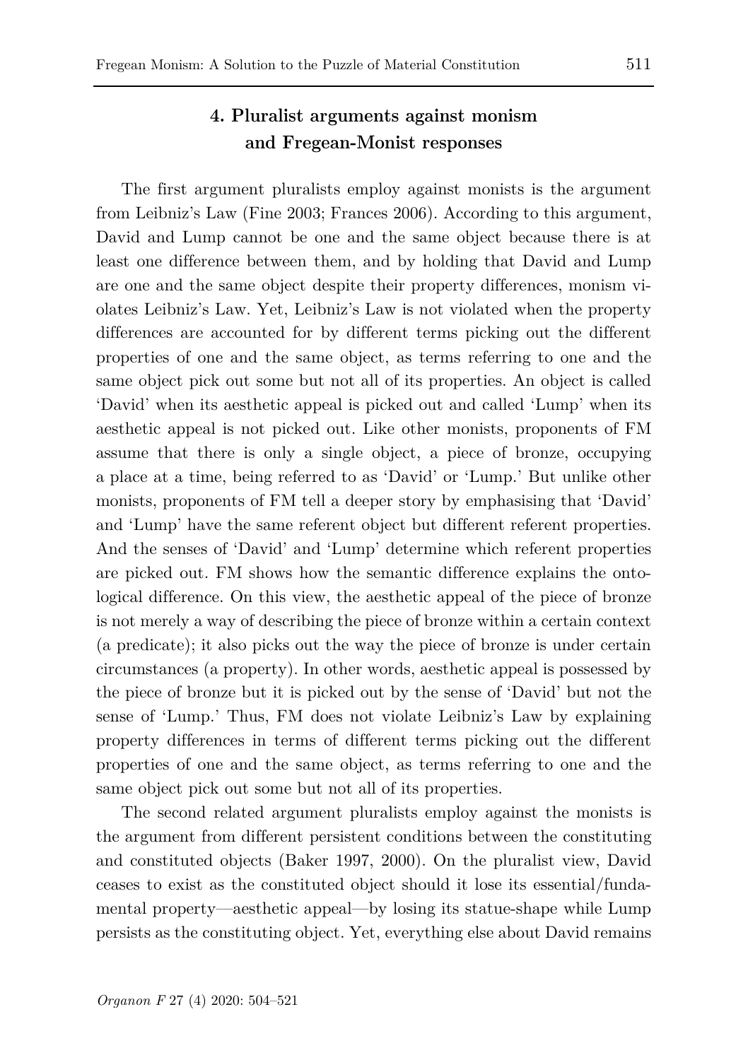## 4. Pluralist arguments against monism and Fregean-Monist responses

The first argument pluralists employ against monists is the argument from Leibniz's Law (Fine 2003; Frances 2006). According to this argument, David and Lump cannot be one and the same object because there is at least one difference between them, and by holding that David and Lump are one and the same object despite their property differences, monism violates Leibniz's Law. Yet, Leibniz's Law is not violated when the property differences are accounted for by different terms picking out the different properties of one and the same object, as terms referring to one and the same object pick out some but not all of its properties. An object is called 'David' when its aesthetic appeal is picked out and called 'Lump' when its aesthetic appeal is not picked out. Like other monists, proponents of FM assume that there is only a single object, a piece of bronze, occupying a place at a time, being referred to as 'David' or 'Lump.' But unlike other monists, proponents of FM tell a deeper story by emphasising that 'David' and 'Lump' have the same referent object but different referent properties. And the senses of 'David' and 'Lump' determine which referent properties are picked out. FM shows how the semantic difference explains the ontological difference. On this view, the aesthetic appeal of the piece of bronze is not merely a way of describing the piece of bronze within a certain context (a predicate); it also picks out the way the piece of bronze is under certain circumstances (a property). In other words, aesthetic appeal is possessed by the piece of bronze but it is picked out by the sense of 'David' but not the sense of 'Lump.' Thus, FM does not violate Leibniz's Law by explaining property differences in terms of different terms picking out the different properties of one and the same object, as terms referring to one and the same object pick out some but not all of its properties.

The second related argument pluralists employ against the monists is the argument from different persistent conditions between the constituting and constituted objects (Baker 1997, 2000). On the pluralist view, David ceases to exist as the constituted object should it lose its essential/fundamental property—aesthetic appeal—by losing its statue-shape while Lump persists as the constituting object. Yet, everything else about David remains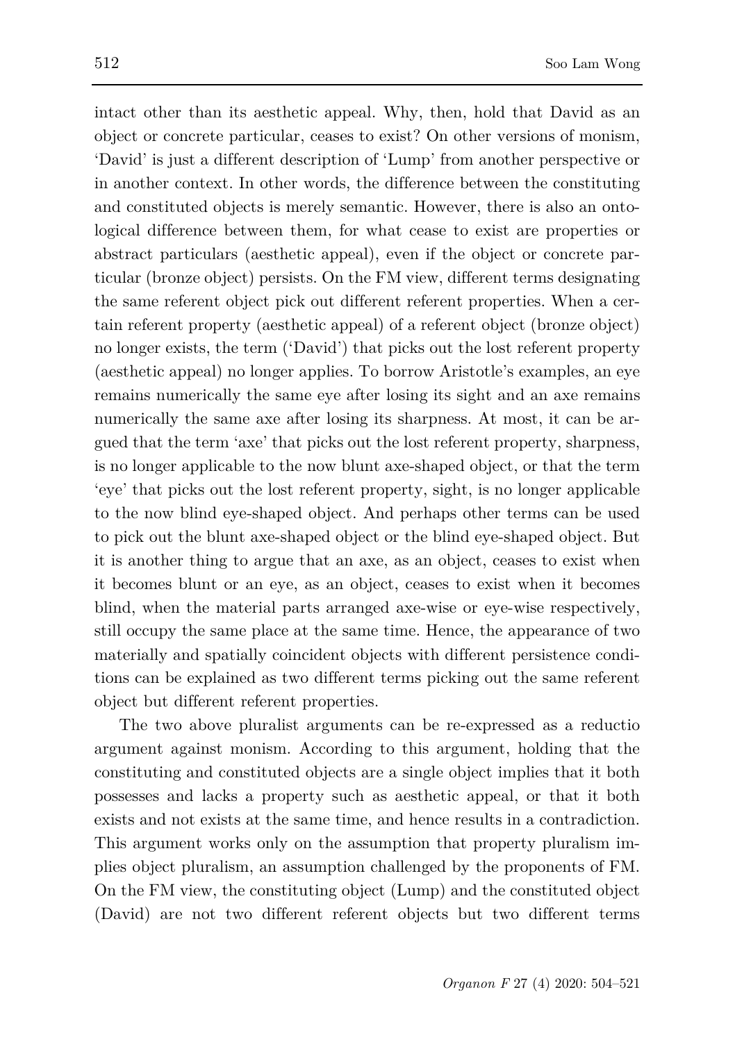intact other than its aesthetic appeal. Why, then, hold that David as an object or concrete particular, ceases to exist? On other versions of monism, 'David' is just a different description of 'Lump' from another perspective or in another context. In other words, the difference between the constituting and constituted objects is merely semantic. However, there is also an ontological difference between them, for what cease to exist are properties or abstract particulars (aesthetic appeal), even if the object or concrete particular (bronze object) persists. On the FM view, different terms designating the same referent object pick out different referent properties. When a certain referent property (aesthetic appeal) of a referent object (bronze object) no longer exists, the term ('David') that picks out the lost referent property (aesthetic appeal) no longer applies. To borrow Aristotle's examples, an eye remains numerically the same eye after losing its sight and an axe remains numerically the same axe after losing its sharpness. At most, it can be argued that the term 'axe' that picks out the lost referent property, sharpness, is no longer applicable to the now blunt axe-shaped object, or that the term 'eye' that picks out the lost referent property, sight, is no longer applicable to the now blind eye-shaped object. And perhaps other terms can be used to pick out the blunt axe-shaped object or the blind eye-shaped object. But it is another thing to argue that an axe, as an object, ceases to exist when it becomes blunt or an eye, as an object, ceases to exist when it becomes blind, when the material parts arranged axe-wise or eye-wise respectively, still occupy the same place at the same time. Hence, the appearance of two materially and spatially coincident objects with different persistence conditions can be explained as two different terms picking out the same referent object but different referent properties.

The two above pluralist arguments can be re-expressed as a reductio argument against monism. According to this argument, holding that the constituting and constituted objects are a single object implies that it both possesses and lacks a property such as aesthetic appeal, or that it both exists and not exists at the same time, and hence results in a contradiction. This argument works only on the assumption that property pluralism implies object pluralism, an assumption challenged by the proponents of FM. On the FM view, the constituting object (Lump) and the constituted object (David) are not two different referent objects but two different terms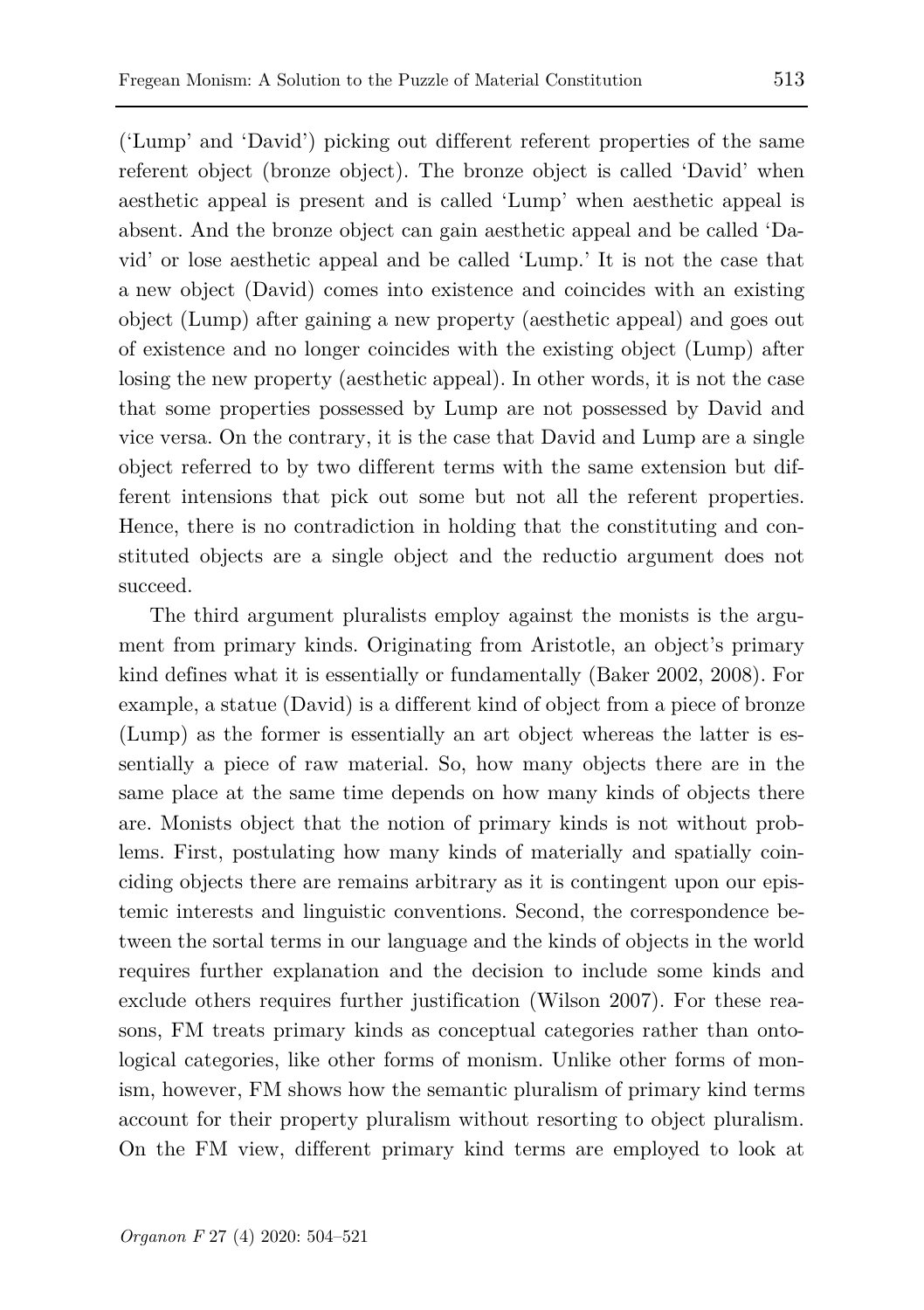('Lump' and 'David') picking out different referent properties of the same referent object (bronze object). The bronze object is called 'David' when aesthetic appeal is present and is called 'Lump' when aesthetic appeal is absent. And the bronze object can gain aesthetic appeal and be called 'David' or lose aesthetic appeal and be called 'Lump.' It is not the case that a new object (David) comes into existence and coincides with an existing object (Lump) after gaining a new property (aesthetic appeal) and goes out of existence and no longer coincides with the existing object (Lump) after losing the new property (aesthetic appeal). In other words, it is not the case that some properties possessed by Lump are not possessed by David and vice versa. On the contrary, it is the case that David and Lump are a single object referred to by two different terms with the same extension but different intensions that pick out some but not all the referent properties. Hence, there is no contradiction in holding that the constituting and constituted objects are a single object and the reductio argument does not succeed.

The third argument pluralists employ against the monists is the argument from primary kinds. Originating from Aristotle, an object's primary kind defines what it is essentially or fundamentally (Baker 2002, 2008). For example, a statue (David) is a different kind of object from a piece of bronze (Lump) as the former is essentially an art object whereas the latter is essentially a piece of raw material. So, how many objects there are in the same place at the same time depends on how many kinds of objects there are. Monists object that the notion of primary kinds is not without problems. First, postulating how many kinds of materially and spatially coinciding objects there are remains arbitrary as it is contingent upon our epistemic interests and linguistic conventions. Second, the correspondence between the sortal terms in our language and the kinds of objects in the world requires further explanation and the decision to include some kinds and exclude others requires further justification (Wilson 2007). For these reasons, FM treats primary kinds as conceptual categories rather than ontological categories, like other forms of monism. Unlike other forms of monism, however, FM shows how the semantic pluralism of primary kind terms account for their property pluralism without resorting to object pluralism. On the FM view, different primary kind terms are employed to look at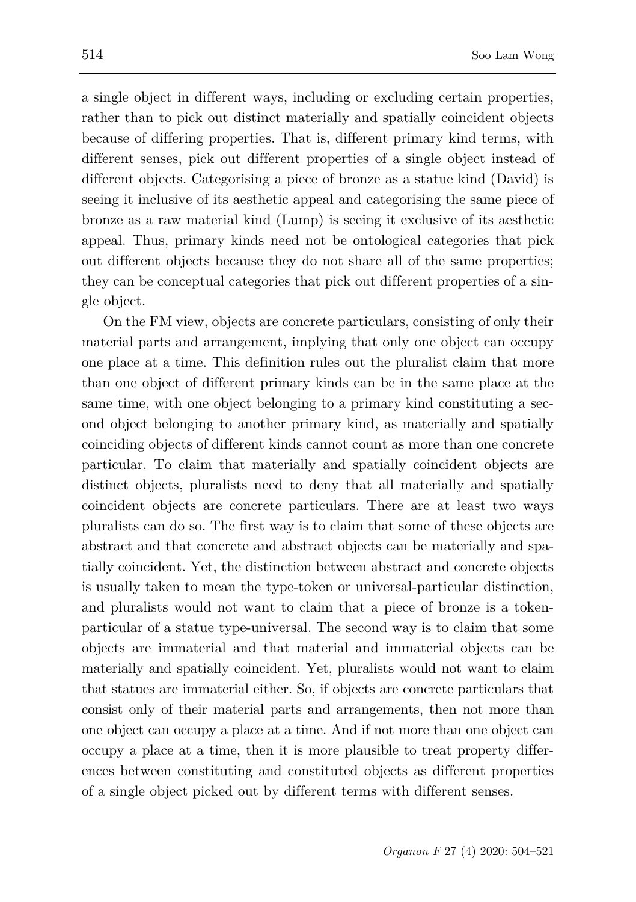a single object in different ways, including or excluding certain properties, rather than to pick out distinct materially and spatially coincident objects because of differing properties. That is, different primary kind terms, with different senses, pick out different properties of a single object instead of different objects. Categorising a piece of bronze as a statue kind (David) is seeing it inclusive of its aesthetic appeal and categorising the same piece of bronze as a raw material kind (Lump) is seeing it exclusive of its aesthetic appeal. Thus, primary kinds need not be ontological categories that pick out different objects because they do not share all of the same properties; they can be conceptual categories that pick out different properties of a single object.

On the FM view, objects are concrete particulars, consisting of only their material parts and arrangement, implying that only one object can occupy one place at a time. This definition rules out the pluralist claim that more than one object of different primary kinds can be in the same place at the same time, with one object belonging to a primary kind constituting a second object belonging to another primary kind, as materially and spatially coinciding objects of different kinds cannot count as more than one concrete particular. To claim that materially and spatially coincident objects are distinct objects, pluralists need to deny that all materially and spatially coincident objects are concrete particulars. There are at least two ways pluralists can do so. The first way is to claim that some of these objects are abstract and that concrete and abstract objects can be materially and spatially coincident. Yet, the distinction between abstract and concrete objects is usually taken to mean the type-token or universal-particular distinction, and pluralists would not want to claim that a piece of bronze is a token-particular of a statue type-universal. The second way is to claim that some objects are immaterial and that material and immaterial objects can be materially and spatially coincident. Yet, pluralists would not want to claim that statues are immaterial either. So, if objects are concrete particulars that consist only of their material parts and arrangements, then not more than one object can occupy a place at a time. And if not more than one object can occupy a place at a time, then it is more plausible to treat property differences between constituting and constituted objects as different properties of a single object picked out by different terms with different senses.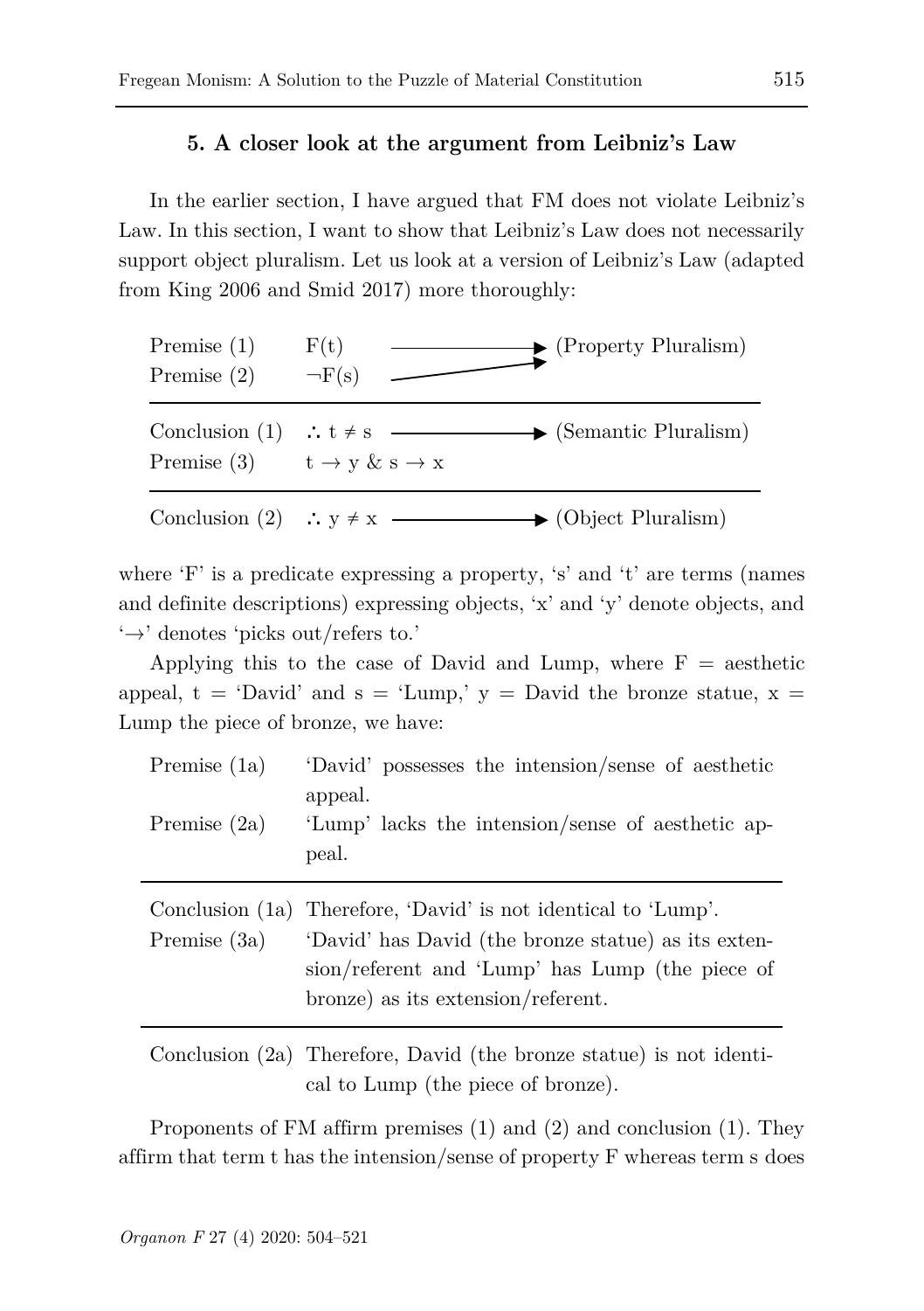### 5. A closer look at the argument from Leibniz's Law

In the earlier section, I have argued that FM does not violate Leibniz's Law. In this section, I want to show that Leibniz's Law does not necessarily support object pluralism. Let us look at a version of Leibniz's Law (adapted from King 2006 and Smid 2017) more thoroughly:

| | | |
|---|---|---|
| Premise (1) | $F(t)$ | → (Property Pluralism) |
| Premise (2) | $\neg F(s)$ | ↗ |
| Conclusion (1) | $\therefore t \neq s$ | → (Semantic Pluralism) |
| Premise (3) | $t \rightarrow y$ & $s \rightarrow x$ | |
| Conclusion (2) | $\therefore y \neq x$ | → (Object Pluralism) |

where 'F' is a predicate expressing a property, 's' and 't' are terms (names and definite descriptions) expressing objects, 'x' and 'y' denote objects, and '→' denotes 'picks out/refers to.'

Applying this to the case of David and Lump, where F = aesthetic appeal, t = 'David' and s = 'Lump,' y = David the bronze statue, x = Lump the piece of bronze, we have:

| | |
|---|---|
| Premise (1a) | 'David' possesses the intension/sense of aesthetic appeal. |
| Premise (2a) | 'Lump' lacks the intension/sense of aesthetic appeal. |
| Conclusion (1a) | Therefore, 'David' is not identical to 'Lump'. |
| Premise (3a) | 'David' has David (the bronze statue) as its extension/referent and 'Lump' has Lump (the piece of bronze) as its extension/referent. |
| Conclusion (2a) | Therefore, David (the bronze statue) is not identical to Lump (the piece of bronze). |

Proponents of FM affirm premises (1) and (2) and conclusion (1). They affirm that term t has the intension/sense of property F whereas term s does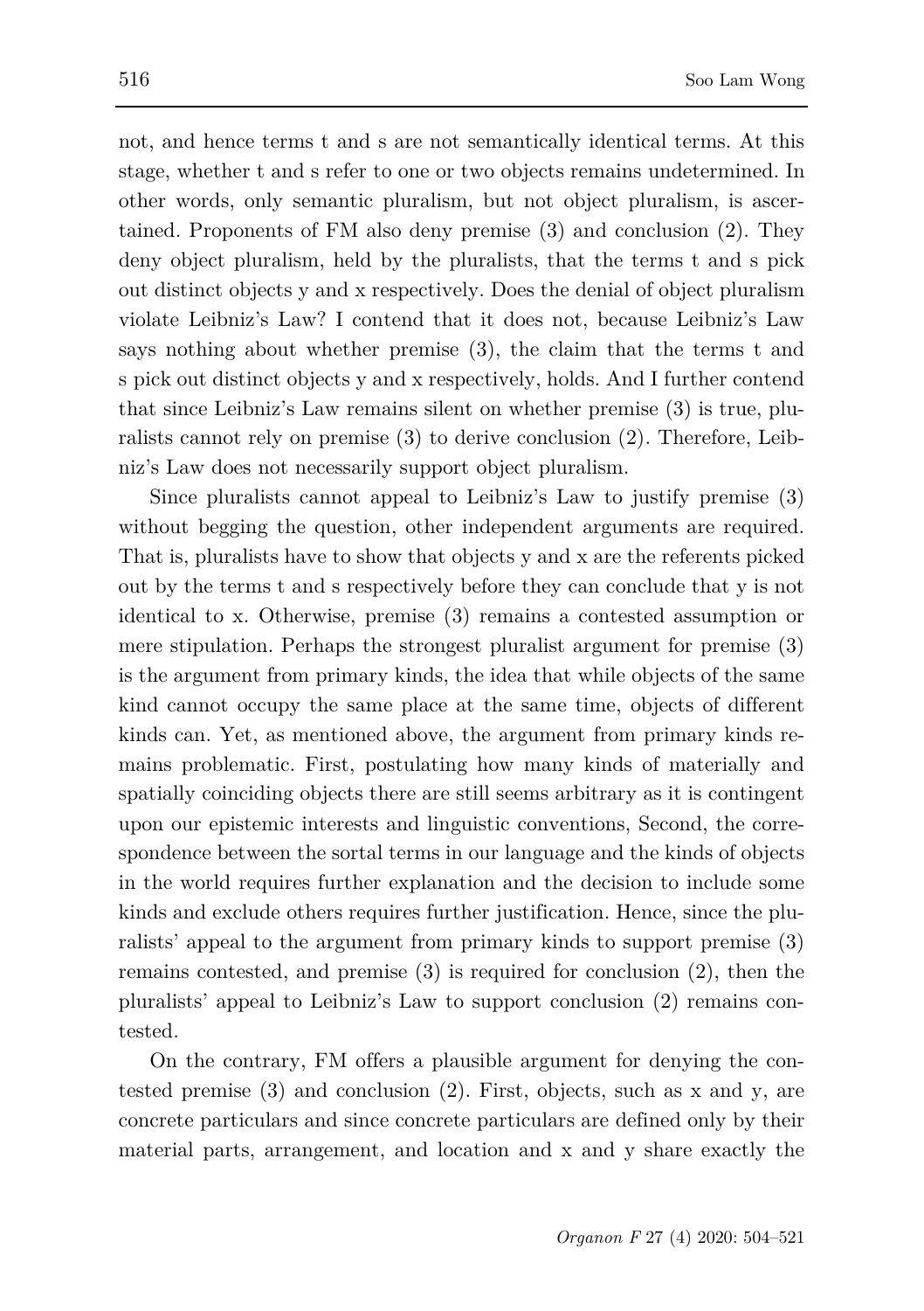not, and hence terms t and s are not semantically identical terms. At this stage, whether t and s refer to one or two objects remains undetermined. In other words, only semantic pluralism, but not object pluralism, is ascertained. Proponents of FM also deny premise (3) and conclusion (2). They deny object pluralism, held by the pluralists, that the terms t and s pick out distinct objects y and x respectively. Does the denial of object pluralism violate Leibniz's Law? I contend that it does not, because Leibniz's Law says nothing about whether premise (3), the claim that the terms t and s pick out distinct objects y and x respectively, holds. And I further contend that since Leibniz's Law remains silent on whether premise (3) is true, pluralists cannot rely on premise (3) to derive conclusion (2). Therefore, Leibniz's Law does not necessarily support object pluralism.

Since pluralists cannot appeal to Leibniz's Law to justify premise (3) without begging the question, other independent arguments are required. That is, pluralists have to show that objects y and x are the referents picked out by the terms t and s respectively before they can conclude that y is not identical to x. Otherwise, premise (3) remains a contested assumption or mere stipulation. Perhaps the strongest pluralist argument for premise (3) is the argument from primary kinds, the idea that while objects of the same kind cannot occupy the same place at the same time, objects of different kinds can. Yet, as mentioned above, the argument from primary kinds remains problematic. First, postulating how many kinds of materially and spatially coinciding objects there are still seems arbitrary as it is contingent upon our epistemic interests and linguistic conventions, Second, the correspondence between the sortal terms in our language and the kinds of objects in the world requires further explanation and the decision to include some kinds and exclude others requires further justification. Hence, since the pluralists' appeal to the argument from primary kinds to support premise (3) remains contested, and premise (3) is required for conclusion (2), then the pluralists' appeal to Leibniz's Law to support conclusion (2) remains contested.

On the contrary, FM offers a plausible argument for denying the contested premise (3) and conclusion (2). First, objects, such as x and y, are concrete particulars and since concrete particulars are defined only by their material parts, arrangement, and location and x and y share exactly the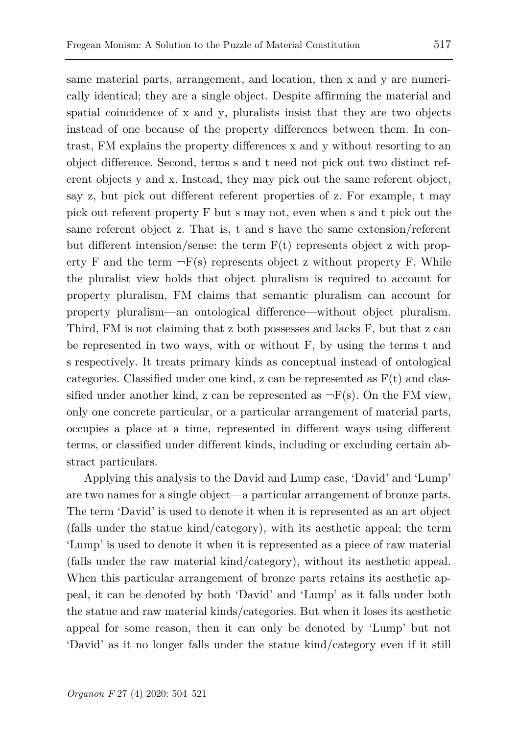same material parts, arrangement, and location, then x and y are numerically identical; they are a single object. Despite affirming the material and spatial coincidence of x and y, pluralists insist that they are two objects instead of one because of the property differences between them. In contrast, FM explains the property differences x and y without resorting to an object difference. Second, terms s and t need not pick out two distinct referent objects y and x. Instead, they may pick out the same referent object, say z, but pick out different referent properties of z. For example, t may pick out referent property F but s may not, even when s and t pick out the same referent object z. That is, t and s have the same extension/referent but different intension/sense: the term $F(t)$ represents object z with property F and the term $\neg F(s)$ represents object z without property F. While the pluralist view holds that object pluralism is required to account for property pluralism, FM claims that semantic pluralism can account for property pluralism—an ontological difference—without object pluralism. Third, FM is not claiming that z both possesses and lacks F, but that z can be represented in two ways, with or without F, by using the terms t and s respectively. It treats primary kinds as conceptual instead of ontological categories. Classified under one kind, z can be represented as $F(t)$ and classified under another kind, z can be represented as $\neg F(s)$. On the FM view, only one concrete particular, or a particular arrangement of material parts, occupies a place at a time, represented in different ways using different terms, or classified under different kinds, including or excluding certain abstract particulars.

Applying this analysis to the David and Lump case, 'David' and 'Lump' are two names for a single object—a particular arrangement of bronze parts. The term 'David' is used to denote it when it is represented as an art object (falls under the statue kind/category), with its aesthetic appeal; the term 'Lump' is used to denote it when it is represented as a piece of raw material (falls under the raw material kind/category), without its aesthetic appeal. When this particular arrangement of bronze parts retains its aesthetic appeal, it can be denoted by both 'David' and 'Lump' as it falls under both the statue and raw material kinds/categories. But when it loses its aesthetic appeal for some reason, then it can only be denoted by 'Lump' but not 'David' as it no longer falls under the statue kind/category even if it still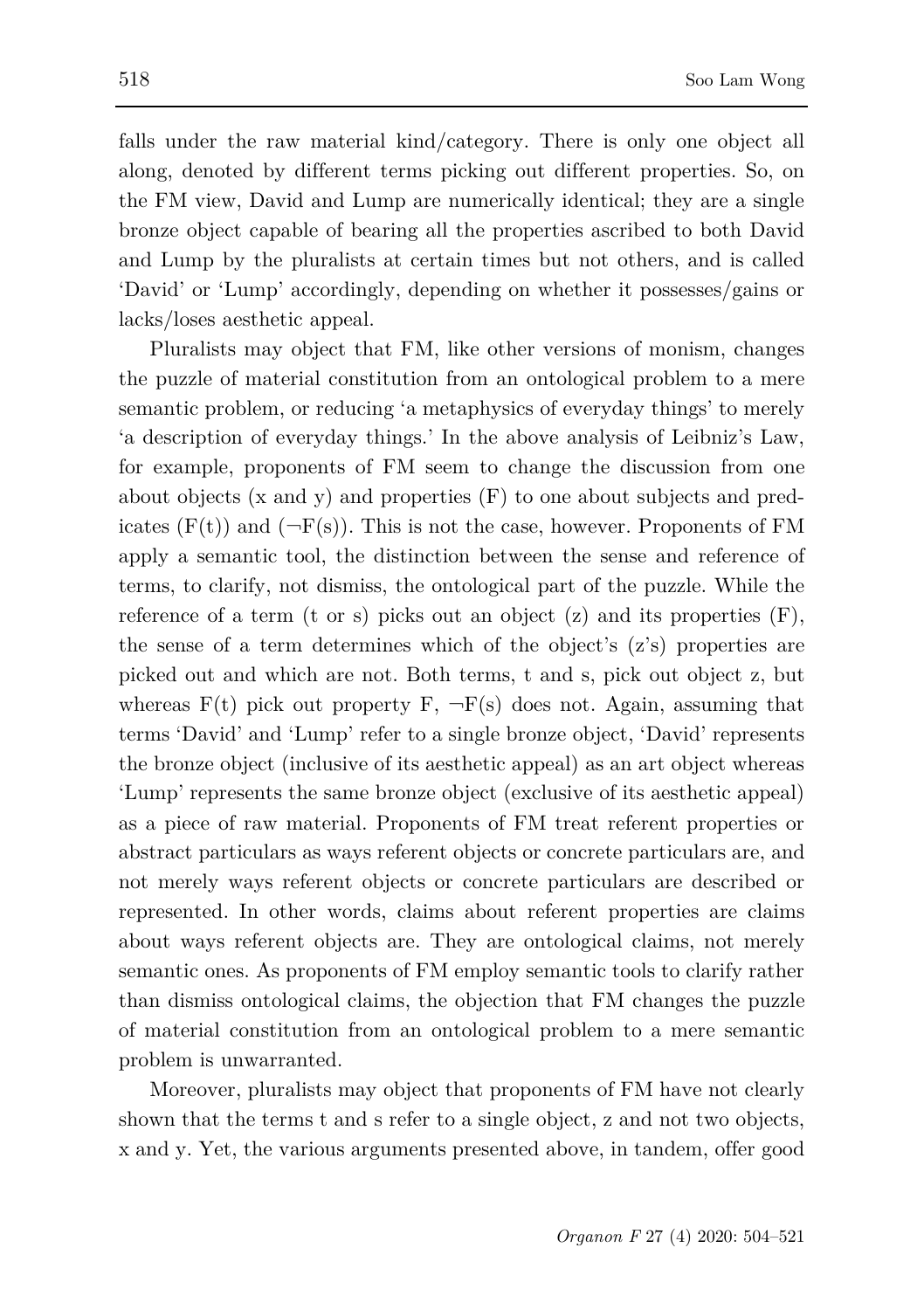falls under the raw material kind/category. There is only one object all along, denoted by different terms picking out different properties. So, on the FM view, David and Lump are numerically identical; they are a single bronze object capable of bearing all the properties ascribed to both David and Lump by the pluralists at certain times but not others, and is called 'David' or 'Lump' accordingly, depending on whether it possesses/gains or lacks/loses aesthetic appeal.

Pluralists may object that FM, like other versions of monism, changes the puzzle of material constitution from an ontological problem to a mere semantic problem, or reducing 'a metaphysics of everyday things' to merely 'a description of everyday things.' In the above analysis of Leibniz's Law, for example, proponents of FM seem to change the discussion from one about objects (x and y) and properties (F) to one about subjects and predicates ($F(t)$) and ($\neg F(s)$). This is not the case, however. Proponents of FM apply a semantic tool, the distinction between the sense and reference of terms, to clarify, not dismiss, the ontological part of the puzzle. While the reference of a term (t or s) picks out an object (z) and its properties (F), the sense of a term determines which of the object's (z's) properties are picked out and which are not. Both terms, t and s, pick out object z, but whereas $F(t)$ pick out property F, $\neg F(s)$ does not. Again, assuming that terms 'David' and 'Lump' refer to a single bronze object, 'David' represents the bronze object (inclusive of its aesthetic appeal) as an art object whereas 'Lump' represents the same bronze object (exclusive of its aesthetic appeal) as a piece of raw material. Proponents of FM treat referent properties or abstract particulars as ways referent objects or concrete particulars are, and not merely ways referent objects or concrete particulars are described or represented. In other words, claims about referent properties are claims about ways referent objects are. They are ontological claims, not merely semantic ones. As proponents of FM employ semantic tools to clarify rather than dismiss ontological claims, the objection that FM changes the puzzle of material constitution from an ontological problem to a mere semantic problem is unwarranted.

Moreover, pluralists may object that proponents of FM have not clearly shown that the terms t and s refer to a single object, z and not two objects, x and y. Yet, the various arguments presented above, in tandem, offer good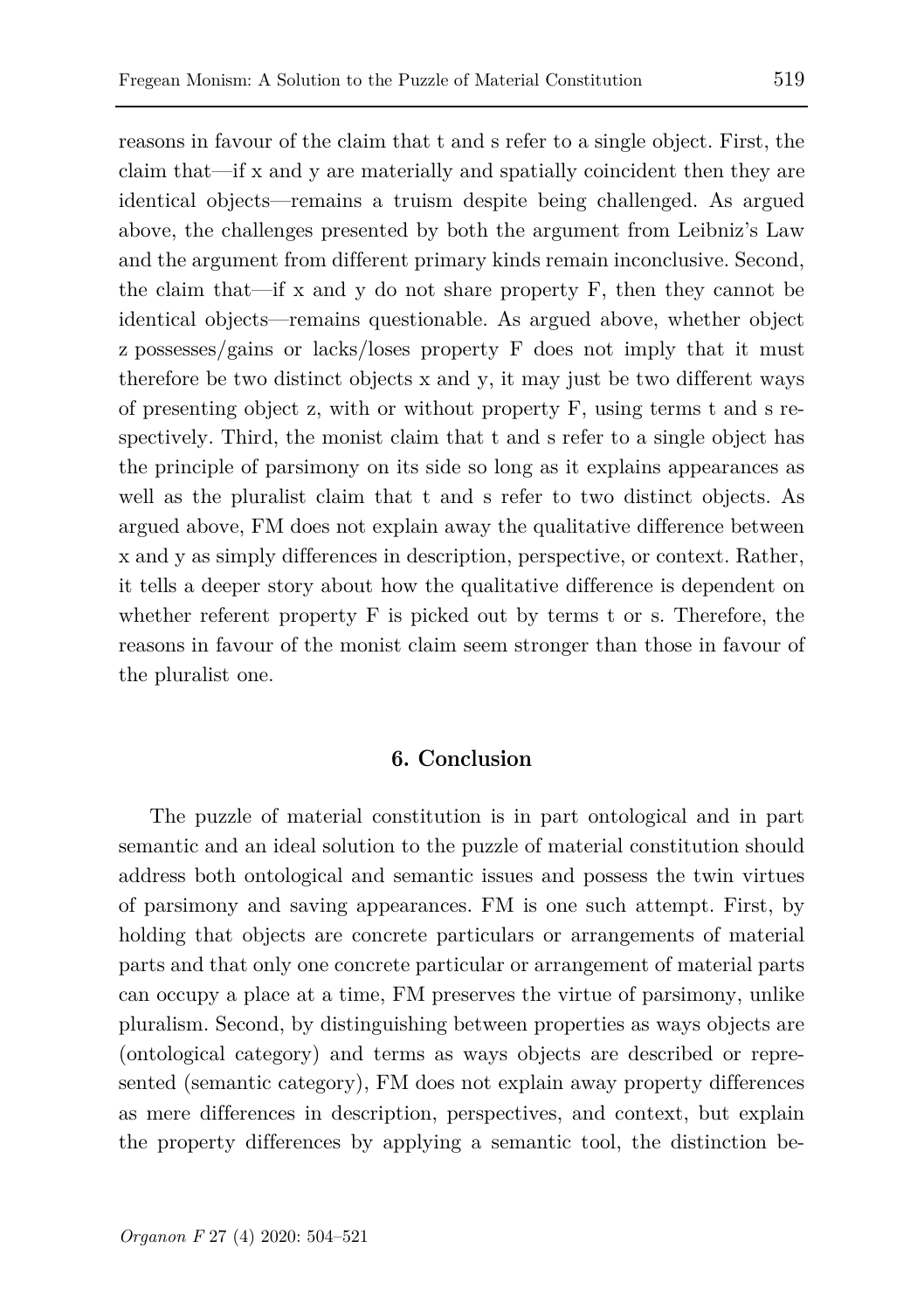reasons in favour of the claim that t and s refer to a single object. First, the claim that—if x and y are materially and spatially coincident then they are identical objects—remains a truism despite being challenged. As argued above, the challenges presented by both the argument from Leibniz's Law and the argument from different primary kinds remain inconclusive. Second, the claim that—if x and y do not share property F, then they cannot be identical objects—remains questionable. As argued above, whether object z possesses/gains or lacks/loses property F does not imply that it must therefore be two distinct objects x and y, it may just be two different ways of presenting object z, with or without property F, using terms t and s respectively. Third, the monist claim that t and s refer to a single object has the principle of parsimony on its side so long as it explains appearances as well as the pluralist claim that t and s refer to two distinct objects. As argued above, FM does not explain away the qualitative difference between x and y as simply differences in description, perspective, or context. Rather, it tells a deeper story about how the qualitative difference is dependent on whether referent property F is picked out by terms t or s. Therefore, the reasons in favour of the monist claim seem stronger than those in favour of the pluralist one.

## 6. Conclusion

The puzzle of material constitution is in part ontological and in part semantic and an ideal solution to the puzzle of material constitution should address both ontological and semantic issues and possess the twin virtues of parsimony and saving appearances. FM is one such attempt. First, by holding that objects are concrete particulars or arrangements of material parts and that only one concrete particular or arrangement of material parts can occupy a place at a time, FM preserves the virtue of parsimony, unlike pluralism. Second, by distinguishing between properties as ways objects are (ontological category) and terms as ways objects are described or represented (semantic category), FM does not explain away property differences as mere differences in description, perspectives, and context, but explain the property differences by applying a semantic tool, the distinction be-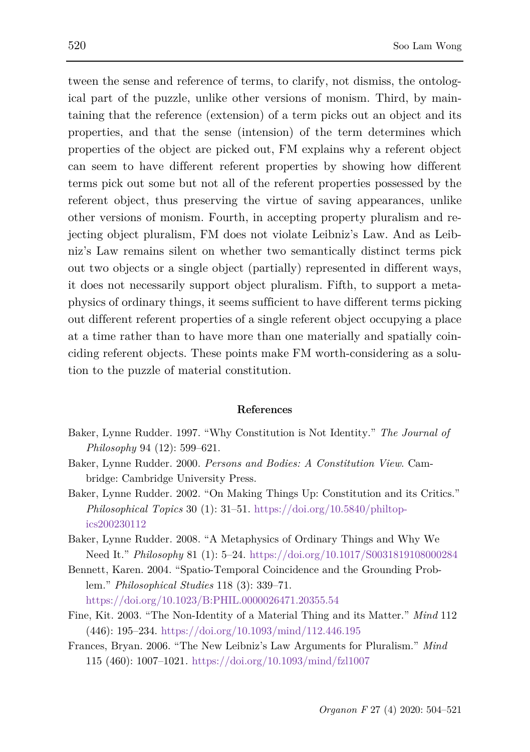tween the sense and reference of terms, to clarify, not dismiss, the ontological part of the puzzle, unlike other versions of monism. Third, by maintaining that the reference (extension) of a term picks out an object and its properties, and that the sense (intension) of the term determines which properties of the object are picked out, FM explains why a referent object can seem to have different referent properties by showing how different terms pick out some but not all of the referent properties possessed by the referent object, thus preserving the virtue of saving appearances, unlike other versions of monism. Fourth, in accepting property pluralism and rejecting object pluralism, FM does not violate Leibniz's Law. And as Leibniz's Law remains silent on whether two semantically distinct terms pick out two objects or a single object (partially) represented in different ways, it does not necessarily support object pluralism. Fifth, to support a metaphysics of ordinary things, it seems sufficient to have different terms picking out different referent properties of a single referent object occupying a place at a time rather than to have more than one materially and spatially coinciding referent objects. These points make FM worth-considering as a solution to the puzzle of material constitution.

## References

Baker, Lynne Rudder. 1997. "Why Constitution is Not Identity." *The Journal of Philosophy* 94 (12): 599–621.

Baker, Lynne Rudder. 2000. *Persons and Bodies: A Constitution View*. Cambridge: Cambridge University Press.

Baker, Lynne Rudder. 2002. "On Making Things Up: Constitution and its Critics." *Philosophical Topics* 30 (1): 31–51. https://doi.org/10.5840/philtopics200230112

Baker, Lynne Rudder. 2008. "A Metaphysics of Ordinary Things and Why We Need It." *Philosophy* 81 (1): 5–24. https://doi.org/10.1017/S0031819108000284

Bennett, Karen. 2004. "Spatio-Temporal Coincidence and the Grounding Problem." *Philosophical Studies* 118 (3): 339–71. https://doi.org/10.1023/B:PHIL.0000026471.20355.54

Fine, Kit. 2003. "The Non-Identity of a Material Thing and its Matter." *Mind* 112 (446): 195–234. https://doi.org/10.1093/mind/112.446.195

Frances, Bryan. 2006. "The New Leibniz's Law Arguments for Pluralism." *Mind* 115 (460): 1007–1021. https://doi.org/10.1093/mind/fzl1007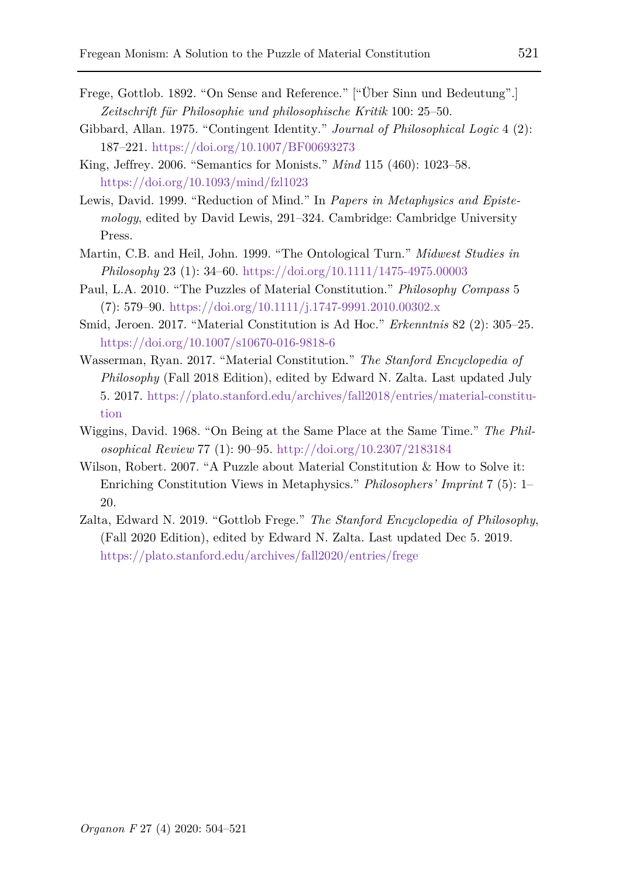Frege, Gottlob. 1892. "On Sense and Reference." ["Über Sinn und Bedeutung".] *Zeitschrift für Philosophie und philosophische Kritik* 100: 25–50.

Gibbard, Allan. 1975. "Contingent Identity." *Journal of Philosophical Logic* 4 (2): 187–221. https://doi.org/10.1007/BF00693273

King, Jeffrey. 2006. "Semantics for Monists." *Mind* 115 (460): 1023–58. https://doi.org/10.1093/mind/fzl1023

Lewis, David. 1999. "Reduction of Mind." In *Papers in Metaphysics and Epistemology*, edited by David Lewis, 291–324. Cambridge: Cambridge University Press.

Martin, C.B. and Heil, John. 1999. "The Ontological Turn." *Midwest Studies in Philosophy* 23 (1): 34–60. https://doi.org/10.1111/1475-4975.00003

Paul, L.A. 2010. "The Puzzles of Material Constitution." *Philosophy Compass* 5 (7): 579–90. https://doi.org/10.1111/j.1747-9991.2010.00302.x

Smid, Jeroen. 2017. "Material Constitution is Ad Hoc." *Erkenntnis* 82 (2): 305–25. https://doi.org/10.1007/s10670-016-9818-6

Wasserman, Ryan. 2017. "Material Constitution." *The Stanford Encyclopedia of Philosophy* (Fall 2018 Edition), edited by Edward N. Zalta. Last updated July 5. 2017. https://plato.stanford.edu/archives/fall2018/entries/material-constitution

Wiggins, David. 1968. "On Being at the Same Place at the Same Time." *The Philosophical Review* 77 (1): 90–95. http://doi.org/10.2307/2183184

Wilson, Robert. 2007. "A Puzzle about Material Constitution & How to Solve it: Enriching Constitution Views in Metaphysics." *Philosophers' Imprint* 7 (5): 1–20.

Zalta, Edward N. 2019. "Gottlob Frege." *The Stanford Encyclopedia of Philosophy*, (Fall 2020 Edition), edited by Edward N. Zalta. Last updated Dec 5. 2019. https://plato.stanford.edu/archives/fall2020/entries/frege